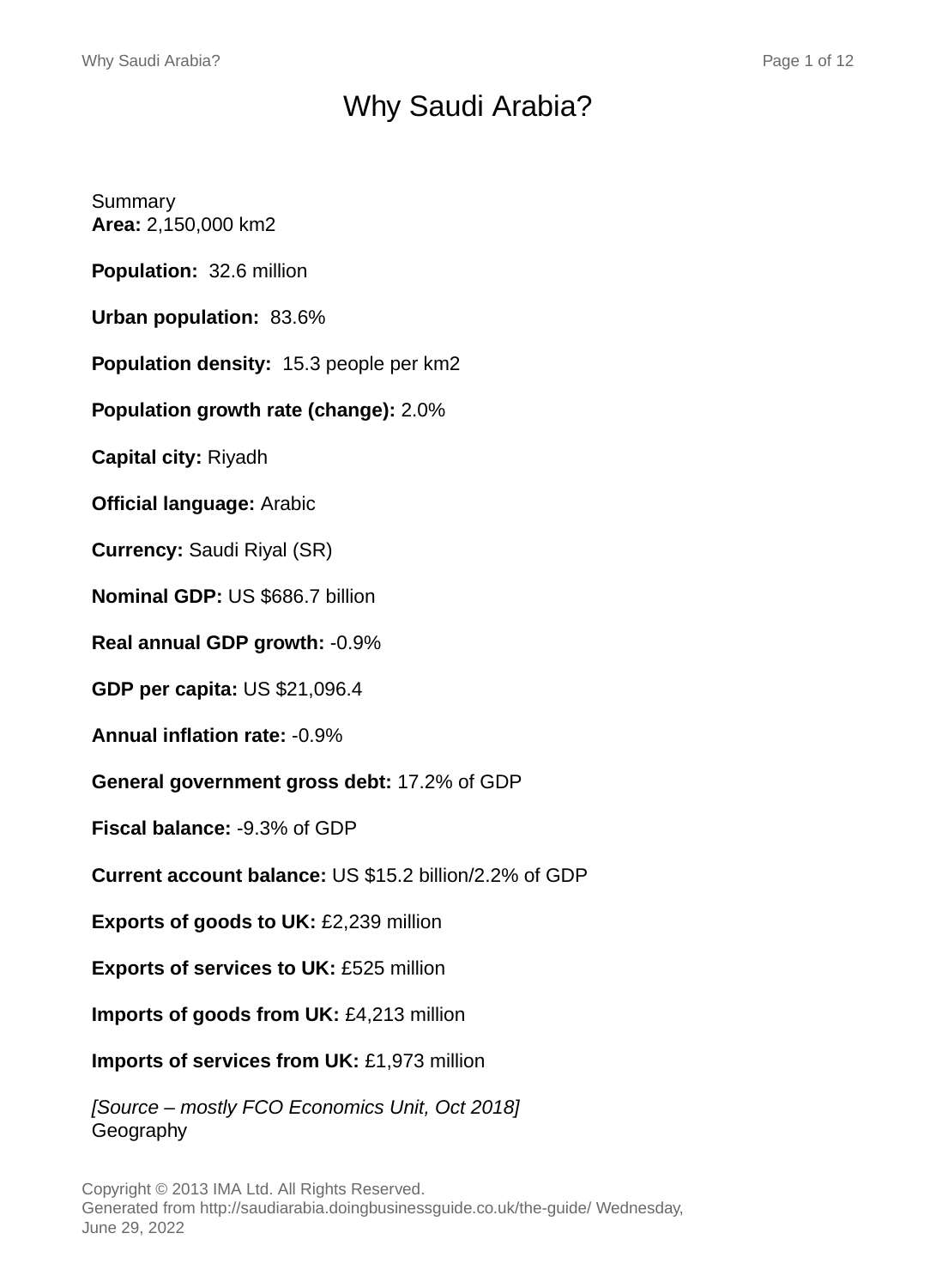# Why Saudi Arabia?

Summary

**Area:** 2,150,000 km2

**Population:** 32.6 million

**Urban population:** 83.6%

**Population density:** 15.3 people per km2

**Population growth rate (change):** 2.0%

**Capital city:** Riyadh

**Official language:** Arabic

**Currency:** Saudi Riyal (SR)

**Nominal GDP:** US $686.7 billion

**Real annual GDP growth:** -0.9%

**GDP per capita:** US $21,096.4

**Annual inflation rate:** -0.9%

**General government gross debt:** 17.2% of GDP

**Fiscal balance:** -9.3% of GDP

**Current account balance:** US $15.2 billion/2.2% of GDP

**Exports of goods to UK:** £2,239 million

**Exports of services to UK:** £525 million

**Imports of goods from UK:** £4,213 million

**Imports of services from UK:** £1,973 million

*[Source – mostly FCO Economics Unit, Oct 2018]*

Geography

Copyright © 2013 IMA Ltd. All Rights Reserved.
Generated from http://saudiarabia.doingbusinessguide.co.uk/the-guide/ Wednesday, June 29, 2022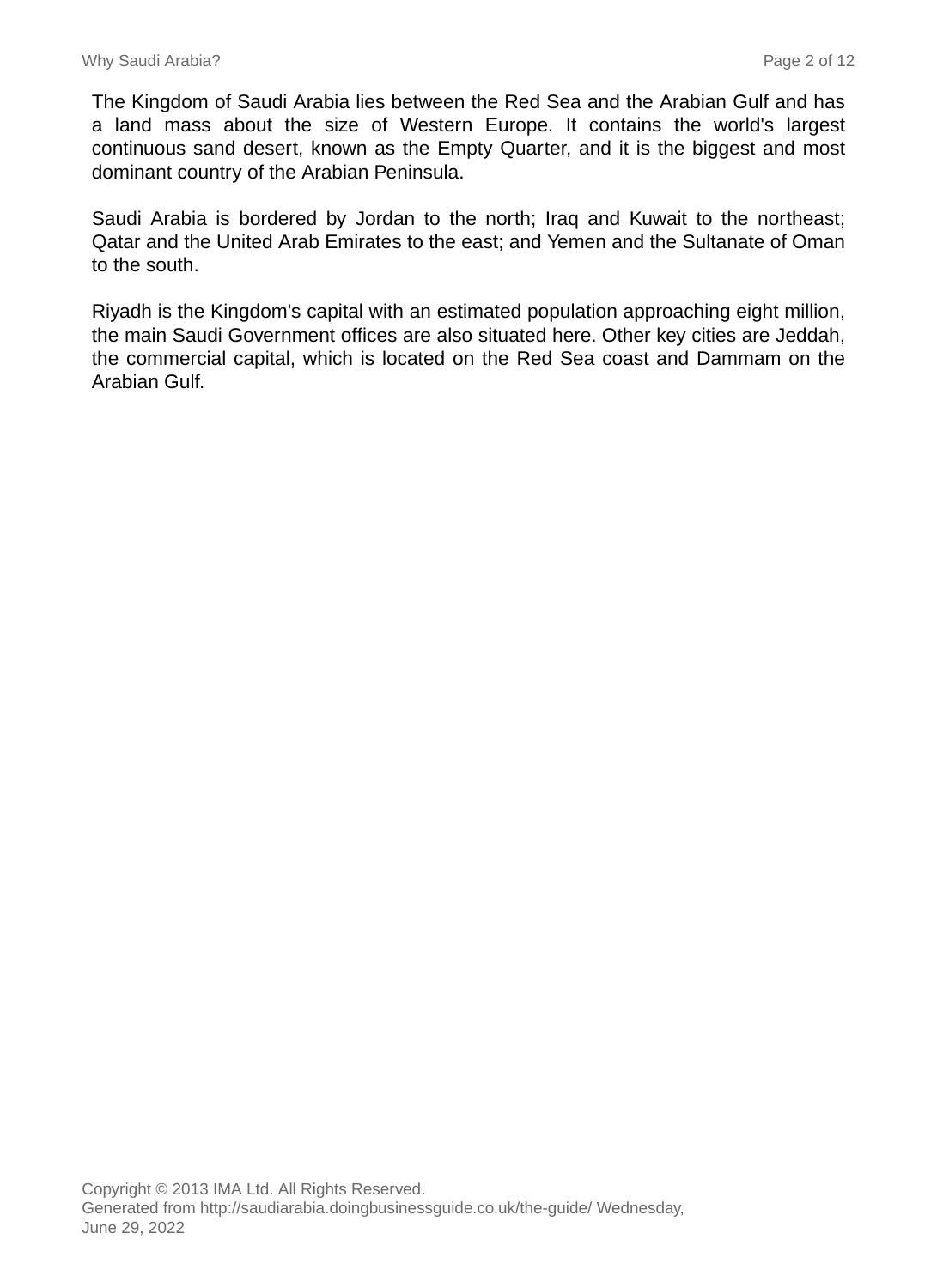The Kingdom of Saudi Arabia lies between the Red Sea and the Arabian Gulf and has a land mass about the size of Western Europe. It contains the world's largest continuous sand desert, known as the Empty Quarter, and it is the biggest and most dominant country of the Arabian Peninsula.

Saudi Arabia is bordered by Jordan to the north; Iraq and Kuwait to the northeast; Qatar and the United Arab Emirates to the east; and Yemen and the Sultanate of Oman to the south.

Riyadh is the Kingdom's capital with an estimated population approaching eight million, the main Saudi Government offices are also situated here. Other key cities are Jeddah, the commercial capital, which is located on the Red Sea coast and Dammam on the Arabian Gulf.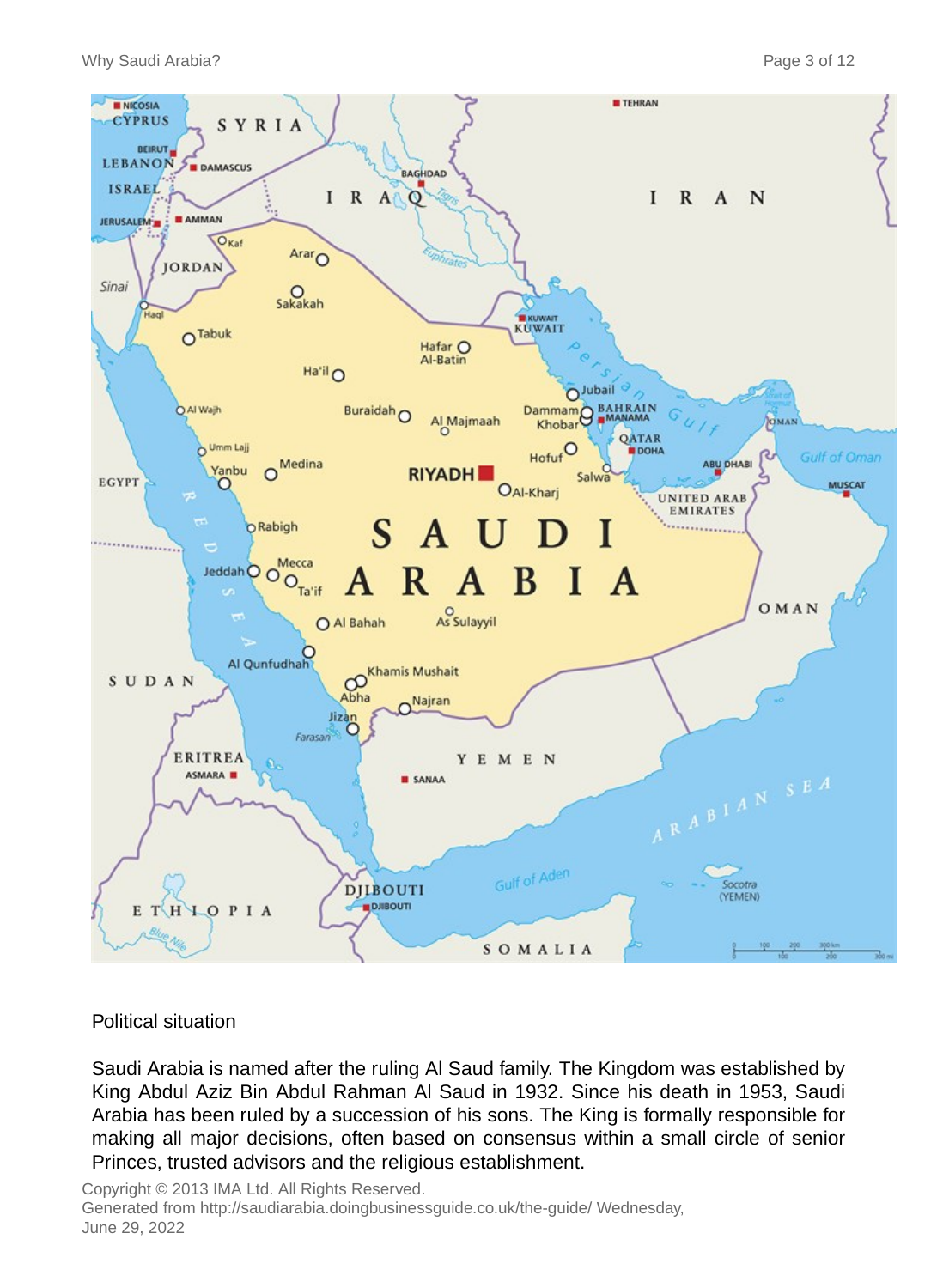## Political situation

Saudi Arabia is named after the ruling Al Saud family. The Kingdom was established by King Abdul Aziz Bin Abdul Rahman Al Saud in 1932. Since his death in 1953, Saudi Arabia has been ruled by a succession of his sons. The King is formally responsible for making all major decisions, often based on consensus within a small circle of senior Princes, trusted advisors and the religious establishment.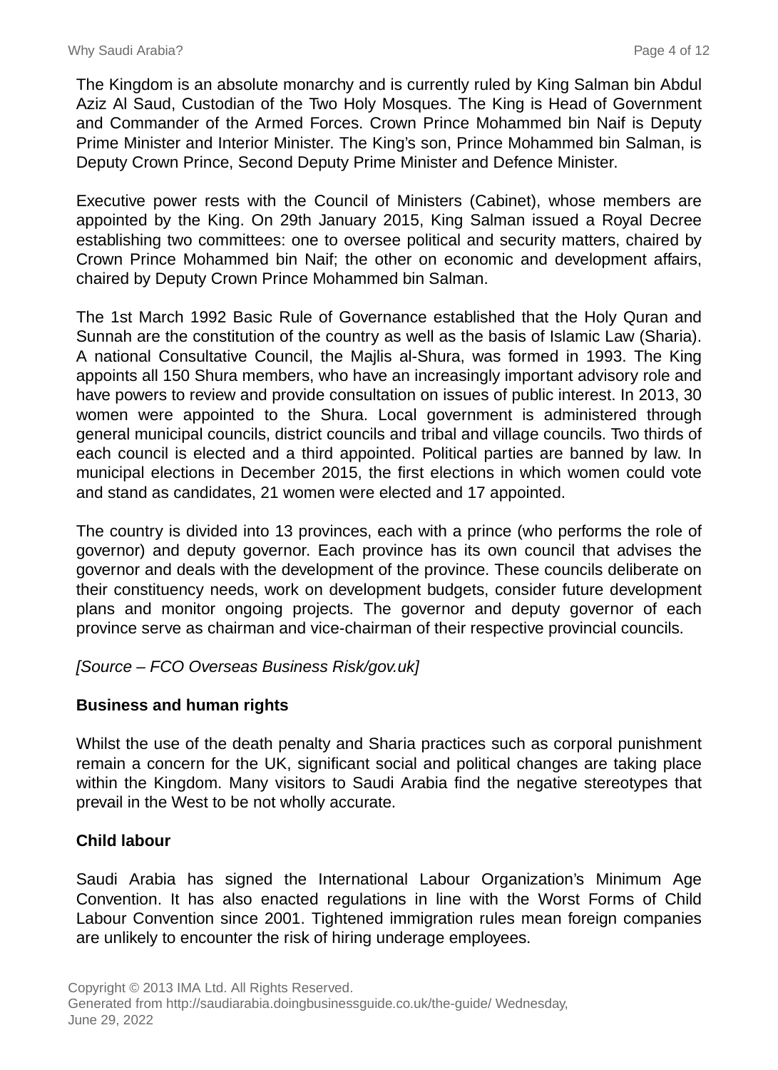The Kingdom is an absolute monarchy and is currently ruled by King Salman bin Abdul Aziz Al Saud, Custodian of the Two Holy Mosques. The King is Head of Government and Commander of the Armed Forces. Crown Prince Mohammed bin Naif is Deputy Prime Minister and Interior Minister. The King's son, Prince Mohammed bin Salman, is Deputy Crown Prince, Second Deputy Prime Minister and Defence Minister.

Executive power rests with the Council of Ministers (Cabinet), whose members are appointed by the King. On 29th January 2015, King Salman issued a Royal Decree establishing two committees: one to oversee political and security matters, chaired by Crown Prince Mohammed bin Naif; the other on economic and development affairs, chaired by Deputy Crown Prince Mohammed bin Salman.

The 1st March 1992 Basic Rule of Governance established that the Holy Quran and Sunnah are the constitution of the country as well as the basis of Islamic Law (Sharia). A national Consultative Council, the Majlis al-Shura, was formed in 1993. The King appoints all 150 Shura members, who have an increasingly important advisory role and have powers to review and provide consultation on issues of public interest. In 2013, 30 women were appointed to the Shura. Local government is administered through general municipal councils, district councils and tribal and village councils. Two thirds of each council is elected and a third appointed. Political parties are banned by law. In municipal elections in December 2015, the first elections in which women could vote and stand as candidates, 21 women were elected and 17 appointed.

The country is divided into 13 provinces, each with a prince (who performs the role of governor) and deputy governor. Each province has its own council that advises the governor and deals with the development of the province. These councils deliberate on their constituency needs, work on development budgets, consider future development plans and monitor ongoing projects. The governor and deputy governor of each province serve as chairman and vice-chairman of their respective provincial councils.

*[Source – FCO Overseas Business Risk/gov.uk]*

**Business and human rights**

Whilst the use of the death penalty and Sharia practices such as corporal punishment remain a concern for the UK, significant social and political changes are taking place within the Kingdom. Many visitors to Saudi Arabia find the negative stereotypes that prevail in the West to be not wholly accurate.

**Child labour**

Saudi Arabia has signed the International Labour Organization's Minimum Age Convention. It has also enacted regulations in line with the Worst Forms of Child Labour Convention since 2001. Tightened immigration rules mean foreign companies are unlikely to encounter the risk of hiring underage employees.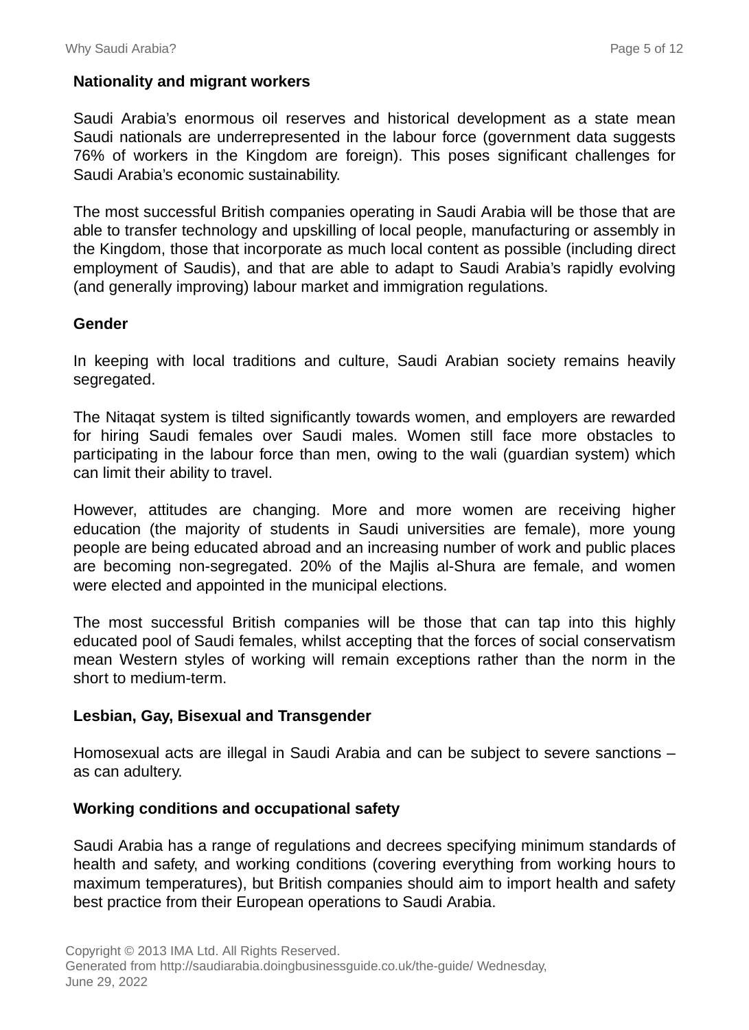**Nationality and migrant workers**

Saudi Arabia's enormous oil reserves and historical development as a state mean Saudi nationals are underrepresented in the labour force (government data suggests 76% of workers in the Kingdom are foreign). This poses significant challenges for Saudi Arabia's economic sustainability.

The most successful British companies operating in Saudi Arabia will be those that are able to transfer technology and upskilling of local people, manufacturing or assembly in the Kingdom, those that incorporate as much local content as possible (including direct employment of Saudis), and that are able to adapt to Saudi Arabia's rapidly evolving (and generally improving) labour market and immigration regulations.

**Gender**

In keeping with local traditions and culture, Saudi Arabian society remains heavily segregated.

The Nitaqat system is tilted significantly towards women, and employers are rewarded for hiring Saudi females over Saudi males. Women still face more obstacles to participating in the labour force than men, owing to the wali (guardian system) which can limit their ability to travel.

However, attitudes are changing. More and more women are receiving higher education (the majority of students in Saudi universities are female), more young people are being educated abroad and an increasing number of work and public places are becoming non-segregated. 20% of the Majlis al-Shura are female, and women were elected and appointed in the municipal elections.

The most successful British companies will be those that can tap into this highly educated pool of Saudi females, whilst accepting that the forces of social conservatism mean Western styles of working will remain exceptions rather than the norm in the short to medium-term.

**Lesbian, Gay, Bisexual and Transgender**

Homosexual acts are illegal in Saudi Arabia and can be subject to severe sanctions – as can adultery.

**Working conditions and occupational safety**

Saudi Arabia has a range of regulations and decrees specifying minimum standards of health and safety, and working conditions (covering everything from working hours to maximum temperatures), but British companies should aim to import health and safety best practice from their European operations to Saudi Arabia.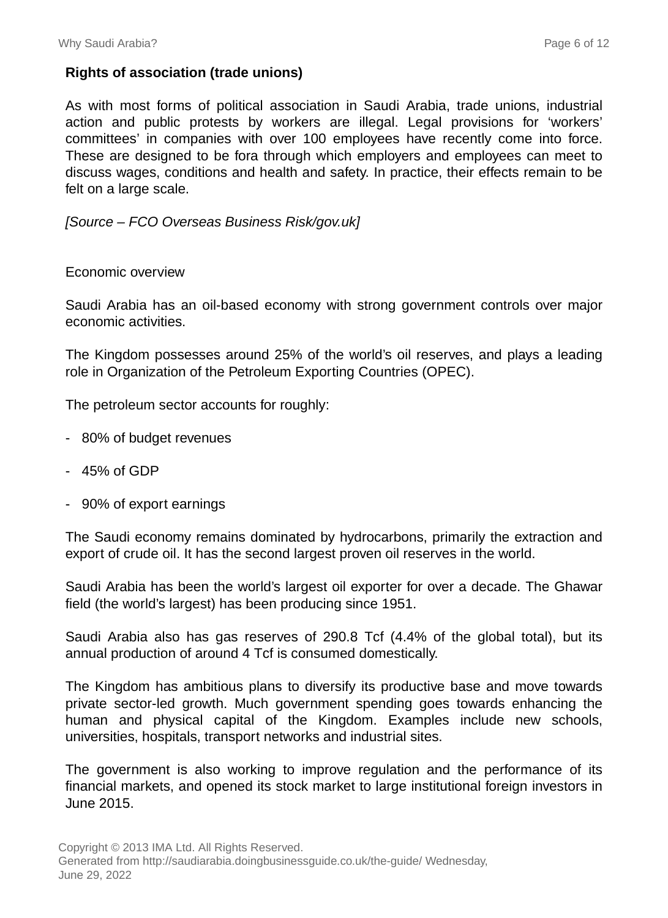**Rights of association (trade unions)**

As with most forms of political association in Saudi Arabia, trade unions, industrial action and public protests by workers are illegal. Legal provisions for 'workers' committees' in companies with over 100 employees have recently come into force. These are designed to be fora through which employers and employees can meet to discuss wages, conditions and health and safety. In practice, their effects remain to be felt on a large scale.

*[Source – FCO Overseas Business Risk/gov.uk]*

Economic overview

Saudi Arabia has an oil-based economy with strong government controls over major economic activities.

The Kingdom possesses around 25% of the world's oil reserves, and plays a leading role in Organization of the Petroleum Exporting Countries (OPEC).

The petroleum sector accounts for roughly:

- 80% of budget revenues
- 45% of GDP
- 90% of export earnings

The Saudi economy remains dominated by hydrocarbons, primarily the extraction and export of crude oil. It has the second largest proven oil reserves in the world.

Saudi Arabia has been the world's largest oil exporter for over a decade. The Ghawar field (the world's largest) has been producing since 1951.

Saudi Arabia also has gas reserves of 290.8 Tcf (4.4% of the global total), but its annual production of around 4 Tcf is consumed domestically.

The Kingdom has ambitious plans to diversify its productive base and move towards private sector-led growth. Much government spending goes towards enhancing the human and physical capital of the Kingdom. Examples include new schools, universities, hospitals, transport networks and industrial sites.

The government is also working to improve regulation and the performance of its financial markets, and opened its stock market to large institutional foreign investors in June 2015.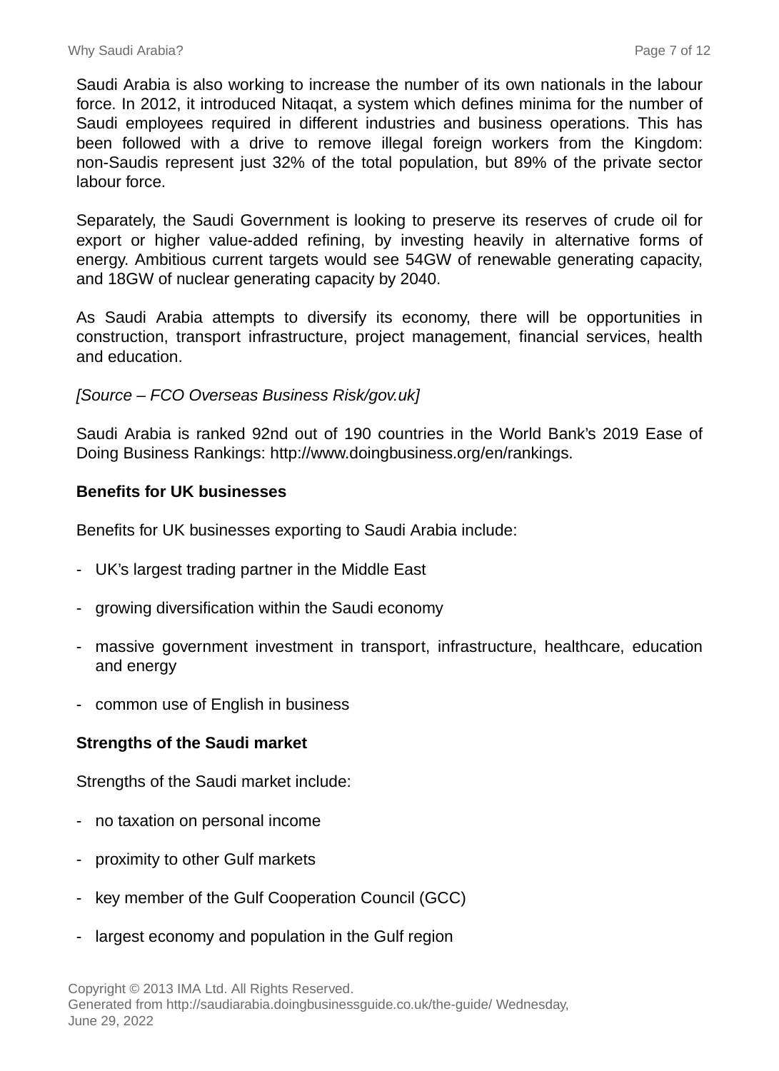Saudi Arabia is also working to increase the number of its own nationals in the labour force. In 2012, it introduced Nitaqat, a system which defines minima for the number of Saudi employees required in different industries and business operations. This has been followed with a drive to remove illegal foreign workers from the Kingdom: non-Saudis represent just 32% of the total population, but 89% of the private sector labour force.

Separately, the Saudi Government is looking to preserve its reserves of crude oil for export or higher value-added refining, by investing heavily in alternative forms of energy. Ambitious current targets would see 54GW of renewable generating capacity, and 18GW of nuclear generating capacity by 2040.

As Saudi Arabia attempts to diversify its economy, there will be opportunities in construction, transport infrastructure, project management, financial services, health and education.

*[Source – FCO Overseas Business Risk/gov.uk]*

Saudi Arabia is ranked 92nd out of 190 countries in the World Bank's 2019 Ease of Doing Business Rankings: http://www.doingbusiness.org/en/rankings.

**Benefits for UK businesses**

Benefits for UK businesses exporting to Saudi Arabia include:

- UK's largest trading partner in the Middle East
- growing diversification within the Saudi economy
- massive government investment in transport, infrastructure, healthcare, education and energy
- common use of English in business

**Strengths of the Saudi market**

Strengths of the Saudi market include:

- no taxation on personal income
- proximity to other Gulf markets
- key member of the Gulf Cooperation Council (GCC)
- largest economy and population in the Gulf region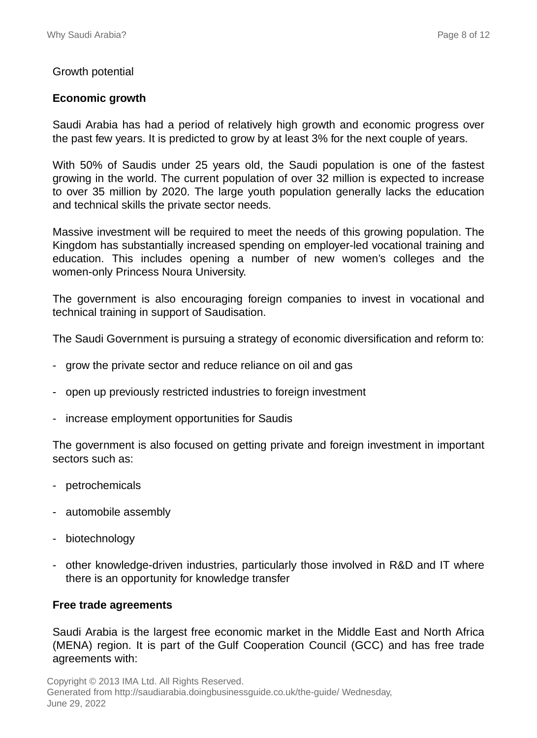Growth potential

**Economic growth**

Saudi Arabia has had a period of relatively high growth and economic progress over the past few years. It is predicted to grow by at least 3% for the next couple of years.

With 50% of Saudis under 25 years old, the Saudi population is one of the fastest growing in the world. The current population of over 32 million is expected to increase to over 35 million by 2020. The large youth population generally lacks the education and technical skills the private sector needs.

Massive investment will be required to meet the needs of this growing population. The Kingdom has substantially increased spending on employer-led vocational training and education. This includes opening a number of new women's colleges and the women-only Princess Noura University.

The government is also encouraging foreign companies to invest in vocational and technical training in support of Saudisation.

The Saudi Government is pursuing a strategy of economic diversification and reform to:

- grow the private sector and reduce reliance on oil and gas
- open up previously restricted industries to foreign investment
- increase employment opportunities for Saudis

The government is also focused on getting private and foreign investment in important sectors such as:

- petrochemicals
- automobile assembly
- biotechnology
- other knowledge-driven industries, particularly those involved in R&D and IT where there is an opportunity for knowledge transfer

**Free trade agreements**

Saudi Arabia is the largest free economic market in the Middle East and North Africa (MENA) region. It is part of the Gulf Cooperation Council (GCC) and has free trade agreements with: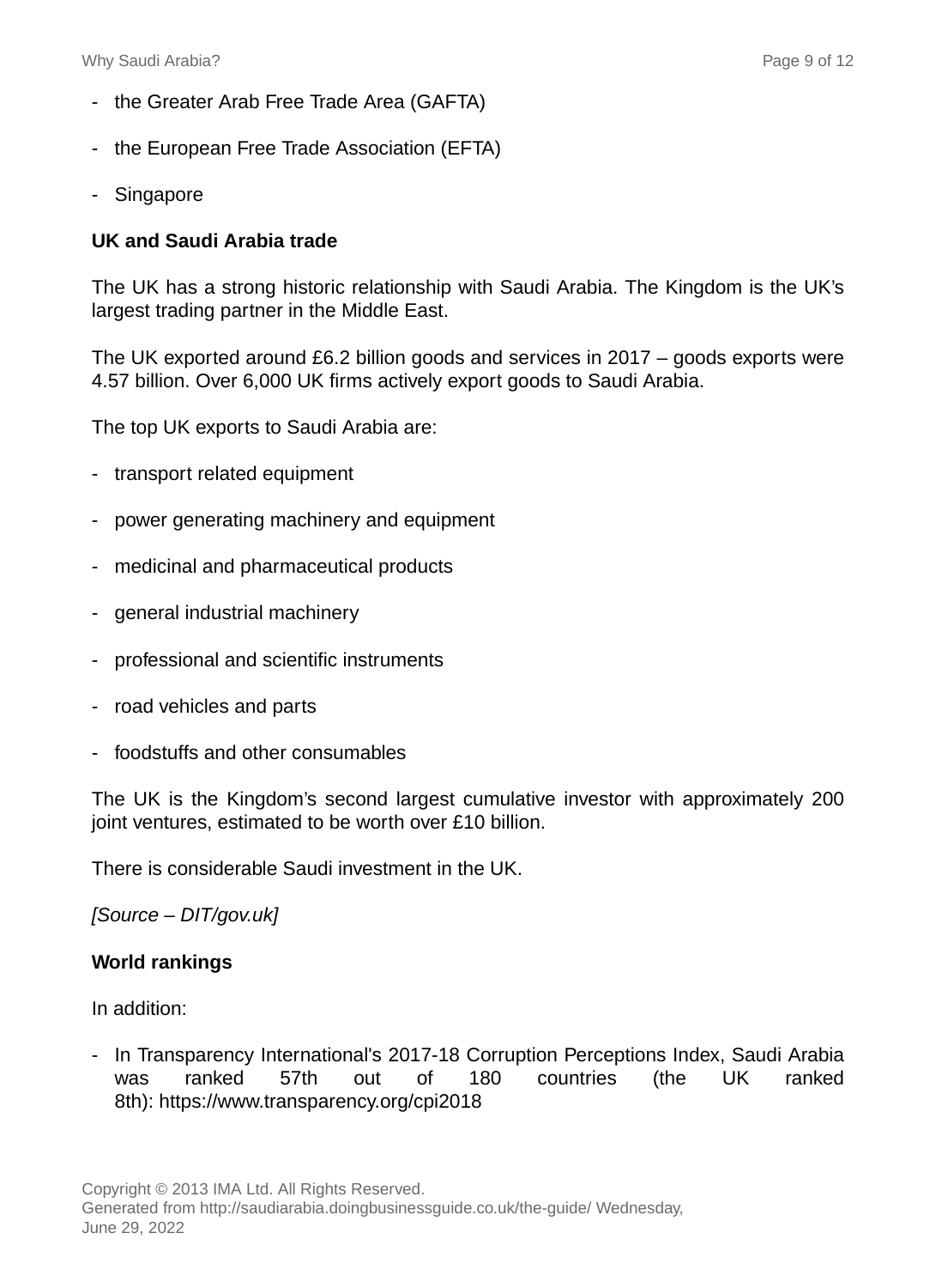- the Greater Arab Free Trade Area (GAFTA)
- the European Free Trade Association (EFTA)
- Singapore

**UK and Saudi Arabia trade**

The UK has a strong historic relationship with Saudi Arabia. The Kingdom is the UK's largest trading partner in the Middle East.

The UK exported around £6.2 billion goods and services in 2017 – goods exports were 4.57 billion. Over 6,000 UK firms actively export goods to Saudi Arabia.

The top UK exports to Saudi Arabia are:

- transport related equipment
- power generating machinery and equipment
- medicinal and pharmaceutical products
- general industrial machinery
- professional and scientific instruments
- road vehicles and parts
- foodstuffs and other consumables

The UK is the Kingdom's second largest cumulative investor with approximately 200 joint ventures, estimated to be worth over £10 billion.

There is considerable Saudi investment in the UK.

*[Source – DIT/gov.uk]*

**World rankings**

In addition:

- In Transparency International's 2017-18 Corruption Perceptions Index, Saudi Arabia was ranked 57th out of 180 countries (the UK ranked 8th): https://www.transparency.org/cpi2018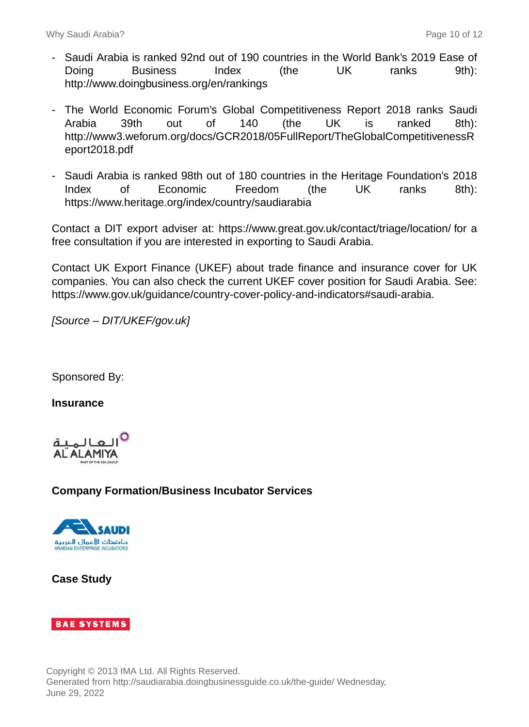- Saudi Arabia is ranked 92nd out of 190 countries in the World Bank's 2019 Ease of Doing Business Index (the UK ranks 9th): http://www.doingbusiness.org/en/rankings

- The World Economic Forum's Global Competitiveness Report 2018 ranks Saudi Arabia 39th out of 140 (the UK is ranked 8th): http://www3.weforum.org/docs/GCR2018/05FullReport/TheGlobalCompetitivenessReport2018.pdf

- Saudi Arabia is ranked 98th out of 180 countries in the Heritage Foundation's 2018 Index of Economic Freedom (the UK ranks 8th): https://www.heritage.org/index/country/saudiarabia

Contact a DIT export adviser at: https://www.great.gov.uk/contact/triage/location/ for a free consultation if you are interested in exporting to Saudi Arabia.

Contact UK Export Finance (UKEF) about trade finance and insurance cover for UK companies. You can also check the current UKEF cover position for Saudi Arabia. See: https://www.gov.uk/guidance/country-cover-policy-and-indicators#saudi-arabia.

*[Source – DIT/UKEF/gov.uk]*

Sponsored By:

**Insurance**

العالمية
AL ALAMIYA
PART OF THE RSA GROUP

**Company Formation/Business Incubator Services**

AEI SAUDI
حاضنات الأعمال العربية
ARABIAN ENTERPRISE INCUBATORS

**Case Study**

BAE SYSTEMS

Copyright © 2013 IMA Ltd. All Rights Reserved.
Generated from http://saudiarabia.doingbusinessguide.co.uk/the-guide/ Wednesday, June 29, 2022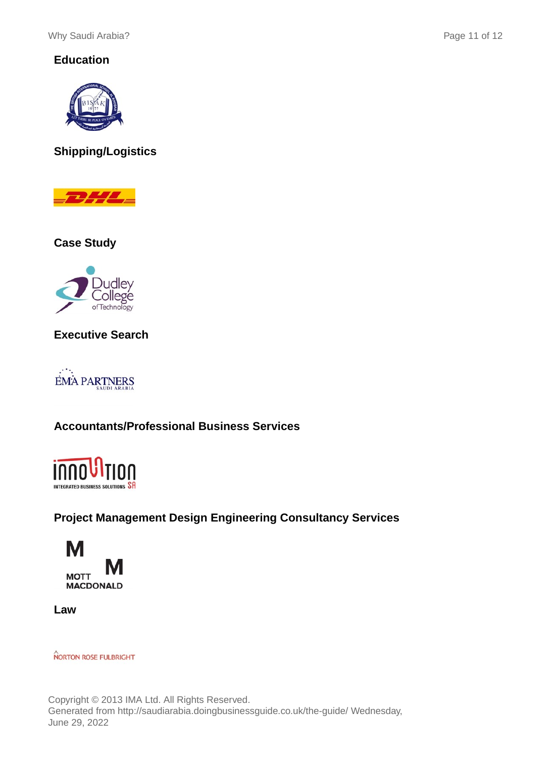## Education

## Shipping/Logistics

## Case Study

## Executive Search

## Accountants/Professional Business Services

## Project Management Design Engineering Consultancy Services

## Law

Copyright © 2013 IMA Ltd. All Rights Reserved.
Generated from http://saudiarabia.doingbusinessguide.co.uk/the-guide/ Wednesday, June 29, 2022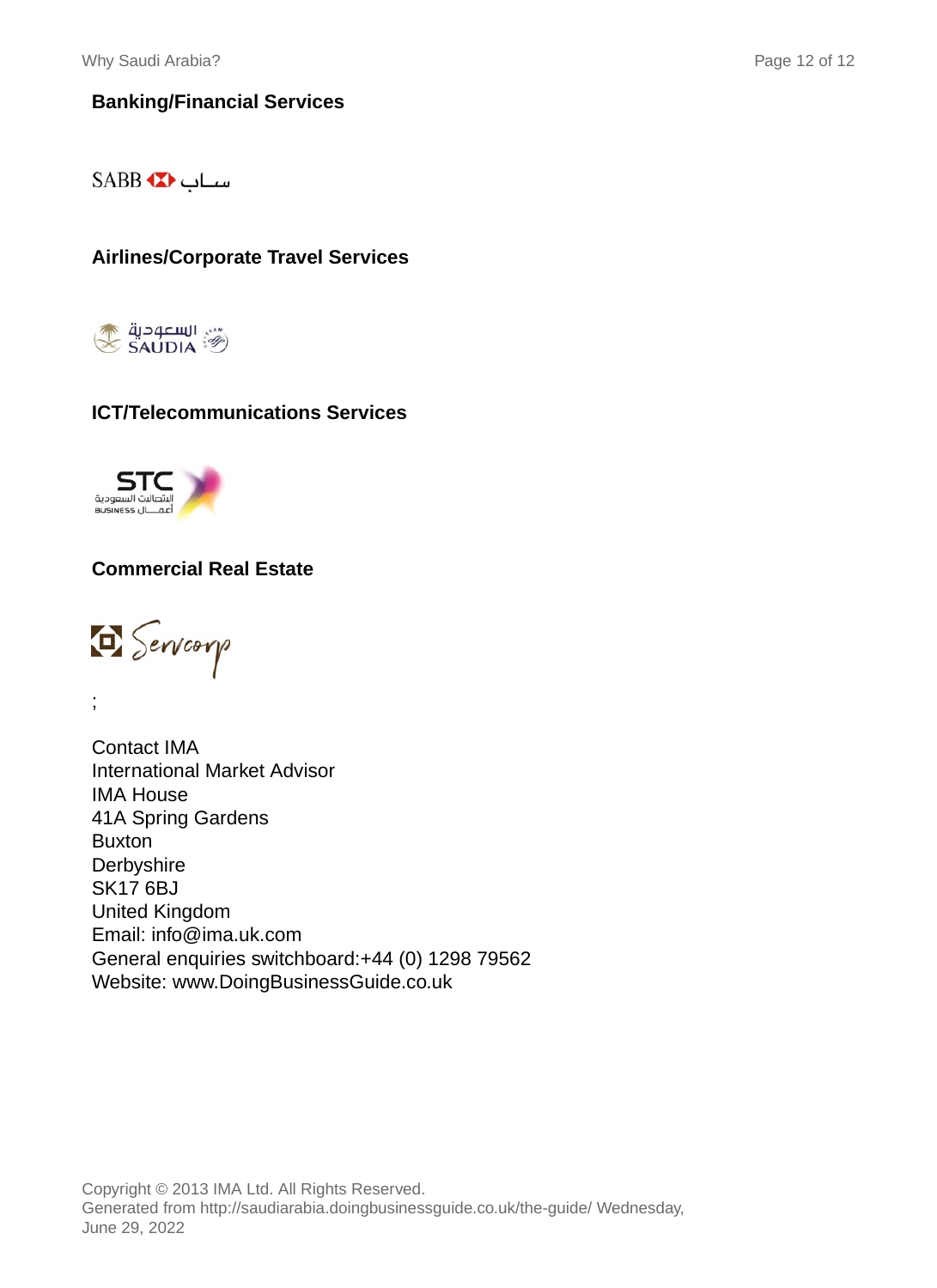### Banking/Financial Services

SABB ساب

### Airlines/Corporate Travel Services

السعودية SAUDIA

### ICT/Telecommunications Services

STC الاتصالات السعودية BUSINESS أعمال

### Commercial Real Estate

Servcorp

;

Contact IMA
International Market Advisor
IMA House
41A Spring Gardens
Buxton
Derbyshire
SK17 6BJ
United Kingdom
Email: info@ima.uk.com
General enquiries switchboard:+44 (0) 1298 79562
Website: www.DoingBusinessGuide.co.uk

Copyright © 2013 IMA Ltd. All Rights Reserved.
Generated from http://saudiarabia.doingbusinessguide.co.uk/the-guide/ Wednesday, June 29, 2022